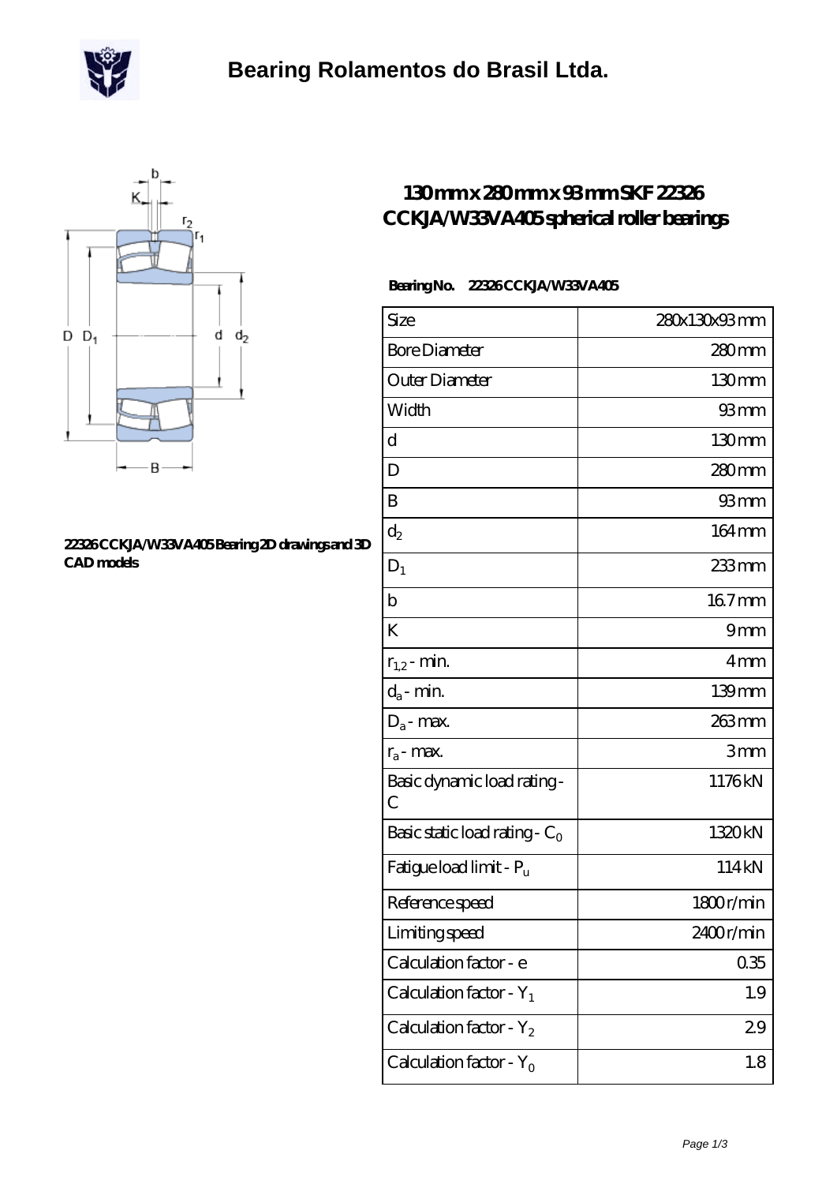# Bearing Rolamentos do Brasil Ltda.

## 130 mm x 280 mm x 93 mm SKF 22326 CCKJA/W33VA405 spherical roller bearings

**Bearing No.** 22326 CCKJA/W33VA405

22326 CCKJA/W33VA405 Bearing 2D drawings and 3D CAD models

| Size | 280x130x93 mm |
|---|---|
| Bore Diameter | 280 mm |
| Outer Diameter | 130 mm |
| Width | 93 mm |
| d | 130 mm |
| D | 280 mm |
| B | 93 mm |
| $d_2$ | 164 mm |
| $D_1$ | 233 mm |
| b | 16.7 mm |
| K | 9 mm |
| $r_{1,2}$ - min. | 4 mm |
| $d_a$ - min. | 139 mm |
| $D_a$ - max. | 263 mm |
| $r_a$ - max. | 3 mm |
| Basic dynamic load rating - C | 1176 kN |
| Basic static load rating - $C_0$ | 1320 kN |
| Fatigue load limit - $P_u$ | 114 kN |
| Reference speed | 1800 r/min |
| Limiting speed | 2400 r/min |
| Calculation factor - e | 0.35 |
| Calculation factor - $Y_1$ | 1.9 |
| Calculation factor - $Y_2$ | 2.9 |
| Calculation factor - $Y_0$ | 1.8 |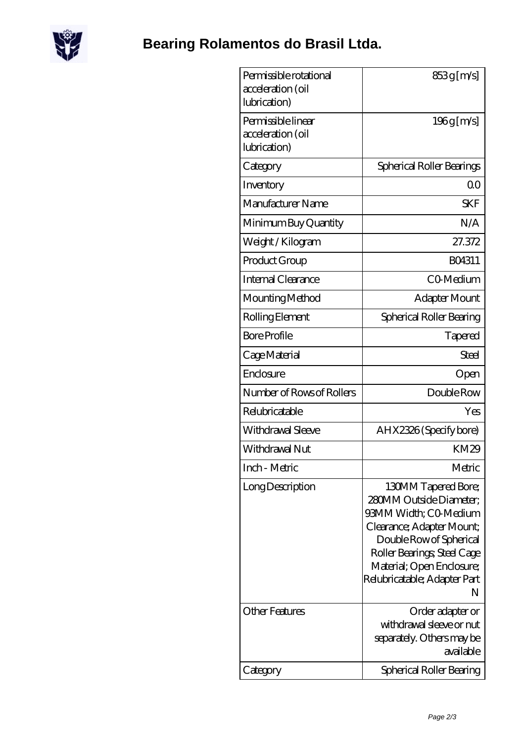# Bearing Rolamentos do Brasil Ltda.

| | |
|---|---|
| Permissible rotational acceleration (oil lubrication) | 853 g [m/s] |
| Permissible linear acceleration (oil lubrication) | 196 g [m/s] |
| Category | Spherical Roller Bearings |
| Inventory | 0.0 |
| Manufacturer Name | SKF |
| Minimum Buy Quantity | N/A |
| Weight / Kilogram | 27.372 |
| Product Group | B04311 |
| Internal Clearance | C0-Medium |
| Mounting Method | Adapter Mount |
| Rolling Element | Spherical Roller Bearing |
| Bore Profile | Tapered |
| Cage Material | Steel |
| Enclosure | Open |
| Number of Rows of Rollers | Double Row |
| Relubricatable | Yes |
| Withdrawal Sleeve | AHX2326 (Specify bore) |
| Withdrawal Nut | KM29 |
| Inch - Metric | Metric |
| Long Description | 130MM Tapered Bore; 280MM Outside Diameter; 93MM Width; C0-Medium Clearance; Adapter Mount; Double Row of Spherical Roller Bearings; Steel Cage Material; Open Enclosure; Relubricatable; Adapter Part N |
| Other Features | Order adapter or withdrawal sleeve or nut separately. Others may be available |
| Category | Spherical Roller Bearing |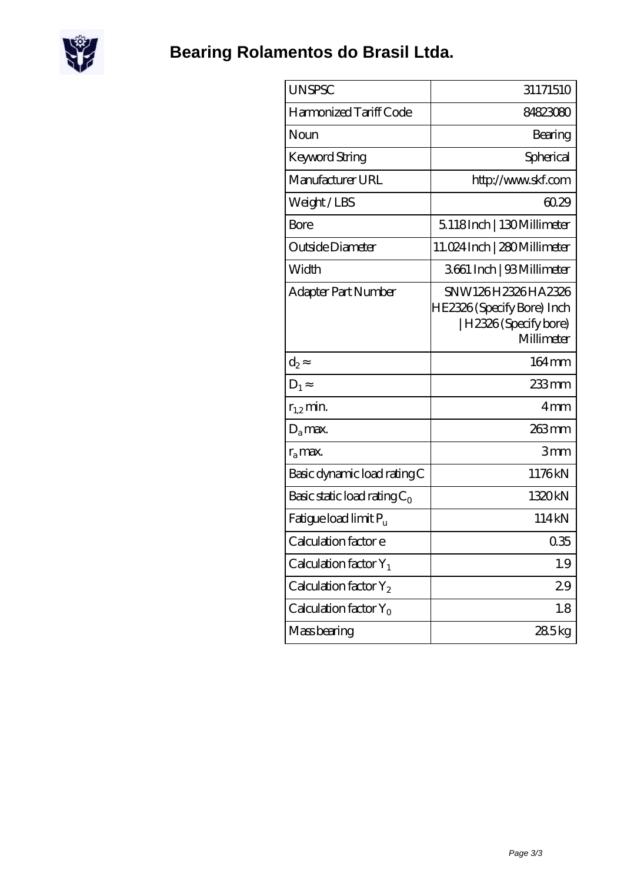# Bearing Rolamentos do Brasil Ltda.

| | |
|---|---|
| UNSPSC | 31171510 |
| Harmonized Tariff Code | 84823080 |
| Noun | Bearing |
| Keyword String | Spherical |
| Manufacturer URL | http://www.skf.com |
| Weight / LBS | 60.29 |
| Bore | 5.118 Inch \| 130 Millimeter |
| Outside Diameter | 11.024 Inch \| 280 Millimeter |
| Width | 3.661 Inch \| 93 Millimeter |
| Adapter Part Number | SNW126 H2326 HA2326 HE2326 (Specify Bore) Inch \| H2326 (Specify bore) Millimeter |
| $d_2 \approx$ | 164 mm |
| $D_1 \approx$ | 233 mm |
| $r_{1,2}$ min. | 4 mm |
| $D_a$ max. | 263 mm |
| $r_a$ max. | 3 mm |
| Basic dynamic load rating C | 1176 kN |
| Basic static load rating $C_0$ | 1320 kN |
| Fatigue load limit $P_u$ | 114 kN |
| Calculation factor e | 0.35 |
| Calculation factor $Y_1$ | 1.9 |
| Calculation factor $Y_2$ | 2.9 |
| Calculation factor $Y_0$ | 1.8 |
| Mass bearing | 28.5 kg |